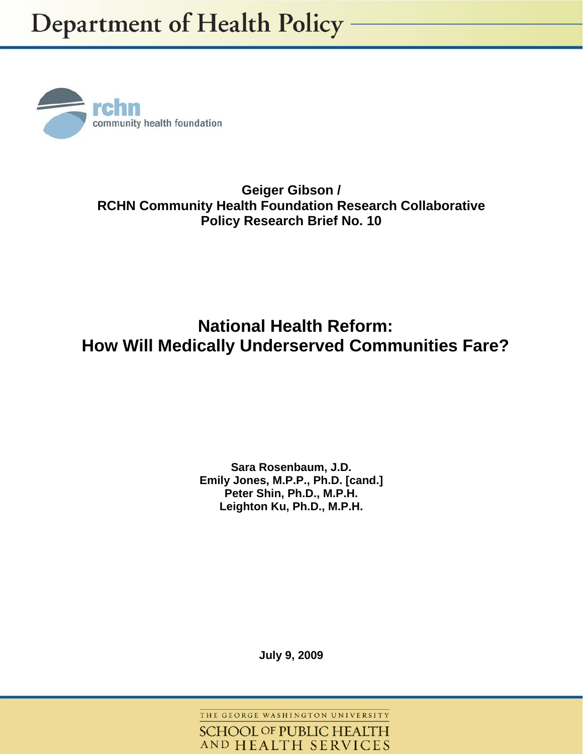# Department of Health Policy

rchn community health foundation

**Geiger Gibson /**
**RCHN Community Health Foundation Research Collaborative**
**Policy Research Brief No. 10**

## National Health Reform: How Will Medically Underserved Communities Fare?

**Sara Rosenbaum, J.D.**
**Emily Jones, M.P.P., Ph.D. [cand.]**
**Peter Shin, Ph.D., M.P.H.**
**Leighton Ku, Ph.D., M.P.H.**

**July 9, 2009**

THE GEORGE WASHINGTON UNIVERSITY
SCHOOL OF PUBLIC HEALTH AND HEALTH SERVICES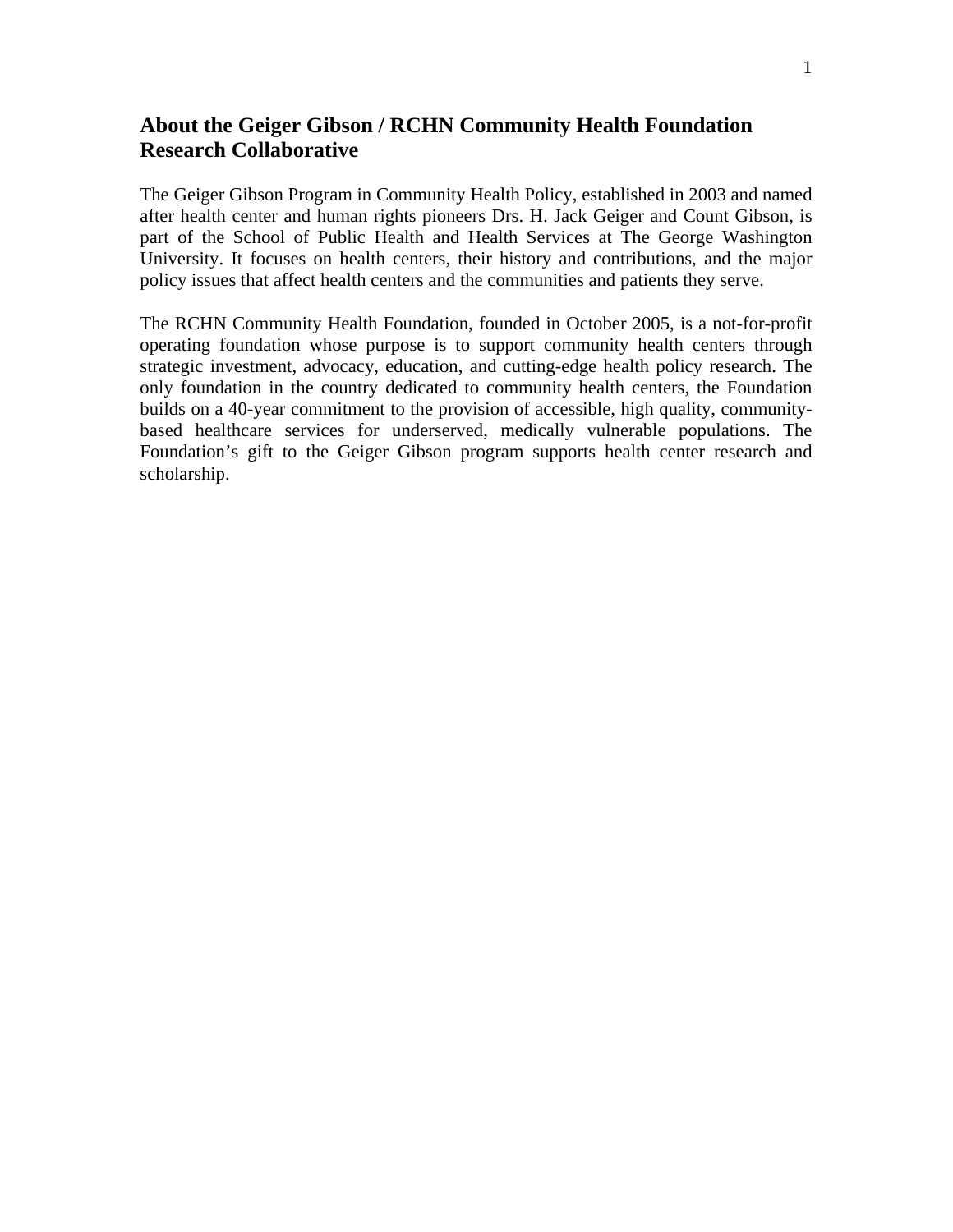## About the Geiger Gibson / RCHN Community Health Foundation Research Collaborative

The Geiger Gibson Program in Community Health Policy, established in 2003 and named after health center and human rights pioneers Drs. H. Jack Geiger and Count Gibson, is part of the School of Public Health and Health Services at The George Washington University. It focuses on health centers, their history and contributions, and the major policy issues that affect health centers and the communities and patients they serve.

The RCHN Community Health Foundation, founded in October 2005, is a not-for-profit operating foundation whose purpose is to support community health centers through strategic investment, advocacy, education, and cutting-edge health policy research. The only foundation in the country dedicated to community health centers, the Foundation builds on a 40-year commitment to the provision of accessible, high quality, community-based healthcare services for underserved, medically vulnerable populations. The Foundation's gift to the Geiger Gibson program supports health center research and scholarship.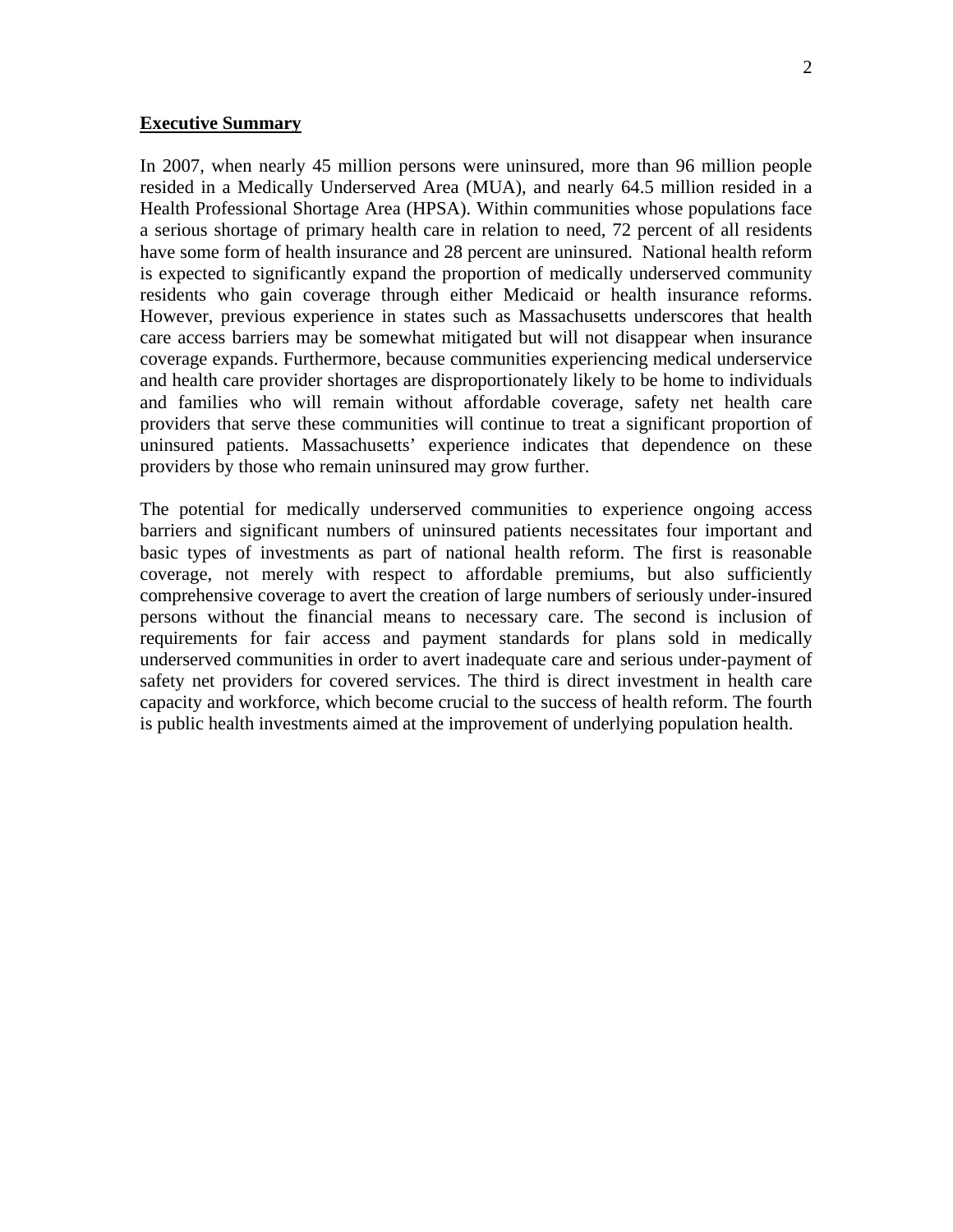## Executive Summary

In 2007, when nearly 45 million persons were uninsured, more than 96 million people resided in a Medically Underserved Area (MUA), and nearly 64.5 million resided in a Health Professional Shortage Area (HPSA). Within communities whose populations face a serious shortage of primary health care in relation to need, 72 percent of all residents have some form of health insurance and 28 percent are uninsured. National health reform is expected to significantly expand the proportion of medically underserved community residents who gain coverage through either Medicaid or health insurance reforms. However, previous experience in states such as Massachusetts underscores that health care access barriers may be somewhat mitigated but will not disappear when insurance coverage expands. Furthermore, because communities experiencing medical underservice and health care provider shortages are disproportionately likely to be home to individuals and families who will remain without affordable coverage, safety net health care providers that serve these communities will continue to treat a significant proportion of uninsured patients. Massachusetts' experience indicates that dependence on these providers by those who remain uninsured may grow further.

The potential for medically underserved communities to experience ongoing access barriers and significant numbers of uninsured patients necessitates four important and basic types of investments as part of national health reform. The first is reasonable coverage, not merely with respect to affordable premiums, but also sufficiently comprehensive coverage to avert the creation of large numbers of seriously under-insured persons without the financial means to necessary care. The second is inclusion of requirements for fair access and payment standards for plans sold in medically underserved communities in order to avert inadequate care and serious under-payment of safety net providers for covered services. The third is direct investment in health care capacity and workforce, which become crucial to the success of health reform. The fourth is public health investments aimed at the improvement of underlying population health.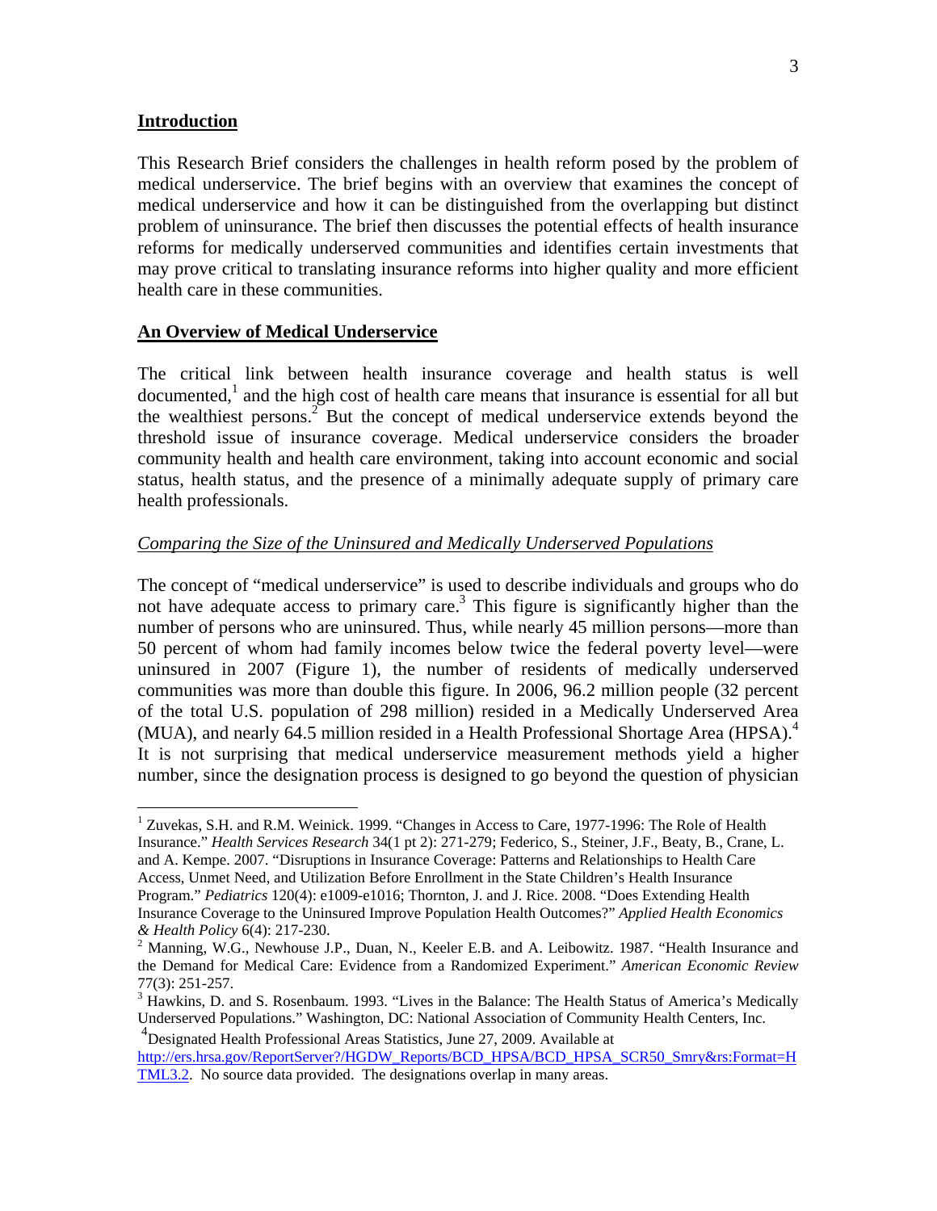## Introduction

This Research Brief considers the challenges in health reform posed by the problem of medical underservice. The brief begins with an overview that examines the concept of medical underservice and how it can be distinguished from the overlapping but distinct problem of uninsurance. The brief then discusses the potential effects of health insurance reforms for medically underserved communities and identifies certain investments that may prove critical to translating insurance reforms into higher quality and more efficient health care in these communities.

## An Overview of Medical Underservice

The critical link between health insurance coverage and health status is well documented,[1] and the high cost of health care means that insurance is essential for all but the wealthiest persons.[2] But the concept of medical underservice extends beyond the threshold issue of insurance coverage. Medical underservice considers the broader community health and health care environment, taking into account economic and social status, health status, and the presence of a minimally adequate supply of primary care health professionals.

### *Comparing the Size of the Uninsured and Medically Underserved Populations*

The concept of "medical underservice" is used to describe individuals and groups who do not have adequate access to primary care.[3] This figure is significantly higher than the number of persons who are uninsured. Thus, while nearly 45 million persons—more than 50 percent of whom had family incomes below twice the federal poverty level—were uninsured in 2007 (Figure 1), the number of residents of medically underserved communities was more than double this figure. In 2006, 96.2 million people (32 percent of the total U.S. population of 298 million) resided in a Medically Underserved Area (MUA), and nearly 64.5 million resided in a Health Professional Shortage Area (HPSA).[4] It is not surprising that medical underservice measurement methods yield a higher number, since the designation process is designed to go beyond the question of physician

---

[1] Zuvekas, S.H. and R.M. Weinick. 1999. "Changes in Access to Care, 1977-1996: The Role of Health Insurance." *Health Services Research* 34(1 pt 2): 271-279; Federico, S., Steiner, J.F., Beaty, B., Crane, L. and A. Kempe. 2007. "Disruptions in Insurance Coverage: Patterns and Relationships to Health Care Access, Unmet Need, and Utilization Before Enrollment in the State Children's Health Insurance Program." *Pediatrics* 120(4): e1009-e1016; Thornton, J. and J. Rice. 2008. "Does Extending Health Insurance Coverage to the Uninsured Improve Population Health Outcomes?" *Applied Health Economics & Health Policy* 6(4): 217-230.

[2] Manning, W.G., Newhouse J.P., Duan, N., Keeler E.B. and A. Leibowitz. 1987. "Health Insurance and the Demand for Medical Care: Evidence from a Randomized Experiment." *American Economic Review* 77(3): 251-257.

[3] Hawkins, D. and S. Rosenbaum. 1993. "Lives in the Balance: The Health Status of America's Medically Underserved Populations." Washington, DC: National Association of Community Health Centers, Inc.

[4] Designated Health Professional Areas Statistics, June 27, 2009. Available at http://ers.hrsa.gov/ReportServer?/HGDW_Reports/BCD_HPSA/BCD_HPSA_SCR50_Smry&rs:Format=HTML3.2. No source data provided. The designations overlap in many areas.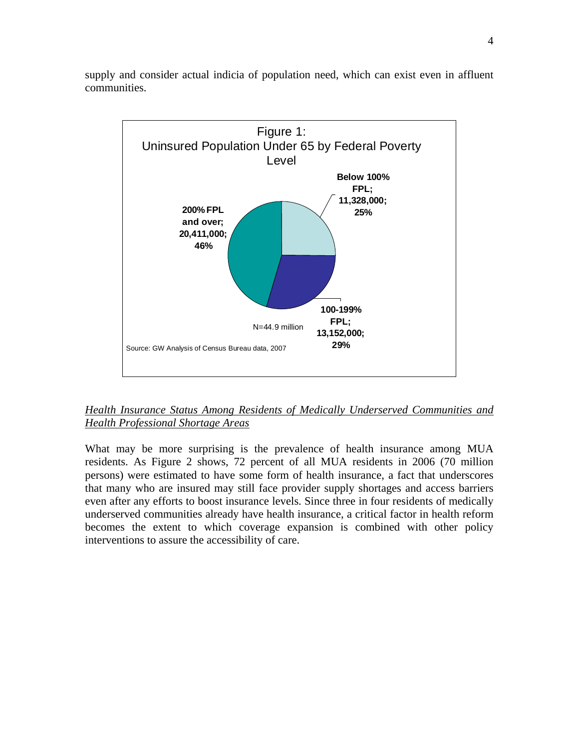supply and consider actual indicia of population need, which can exist even in affluent communities.

Figure 1: Uninsured Population Under 65 by Federal Poverty Level

| Federal Poverty Level | Uninsured | Percent |
|---|---|---|
| Below 100% FPL | 11,328,000 | 25% |
| 100-199% FPL | 13,152,000 | 29% |
| 200% FPL and over | 20,411,000 | 46% |

N=44.9 million

Source: GW Analysis of Census Bureau data, 2007

*__Health Insurance Status Among Residents of Medically Underserved Communities and Health Professional Shortage Areas__*

What may be more surprising is the prevalence of health insurance among MUA residents. As Figure 2 shows, 72 percent of all MUA residents in 2006 (70 million persons) were estimated to have some form of health insurance, a fact that underscores that many who are insured may still face provider supply shortages and access barriers even after any efforts to boost insurance levels. Since three in four residents of medically underserved communities already have health insurance, a critical factor in health reform becomes the extent to which coverage expansion is combined with other policy interventions to assure the accessibility of care.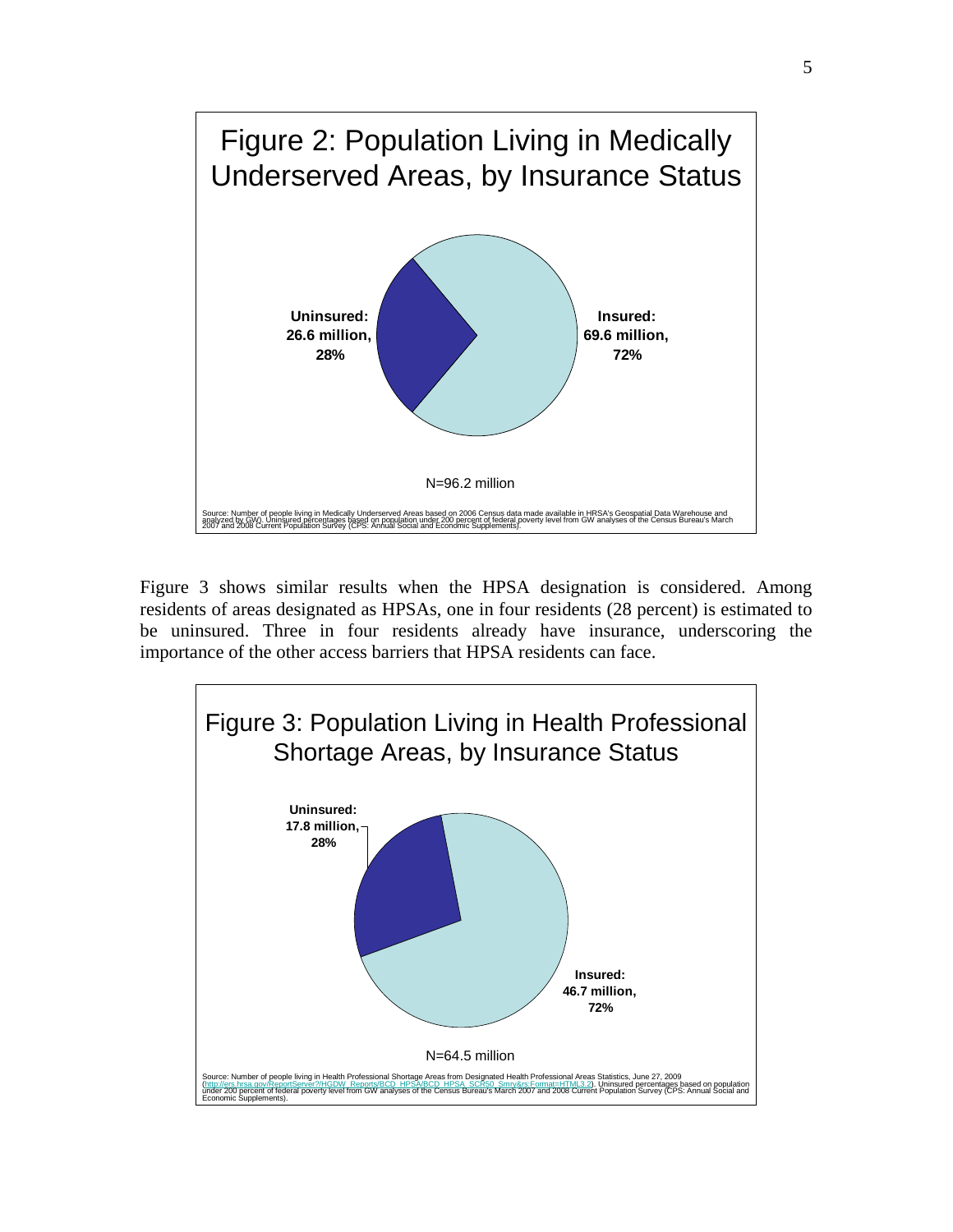## Figure 2: Population Living in Medically Underserved Areas, by Insurance Status

Uninsured: 26.6 million, 28%

Insured: 69.6 million, 72%

N=96.2 million

Source: Number of people living in Medically Underserved Areas based on 2006 Census data made available in HRSA's Geospatial Data Warehouse and analyzed by GW. Uninsured percentages based on population under 200 percent of federal poverty level from GW analyses of the Census Bureau's March 2007 and 2008 Current Population Survey (CPS: Annual Social and Economic Supplements).

Figure 3 shows similar results when the HPSA designation is considered. Among residents of areas designated as HPSAs, one in four residents (28 percent) is estimated to be uninsured. Three in four residents already have insurance, underscoring the importance of the other access barriers that HPSA residents can face.

## Figure 3: Population Living in Health Professional Shortage Areas, by Insurance Status

Uninsured: 17.8 million, 28%

Insured: 46.7 million, 72%

N=64.5 million

Source: Number of people living in Health Professional Shortage Areas from Designated Health Professional Areas Statistics, June 27, 2009 (http://ers.hrsa.gov/ReportServer?/HGDW_Reports/BCD_HPSA/BCD_HPSA_SCR50_Smry&rs:Format=HTML3.2). Uninsured percentages based on population under 200 percent of federal poverty level from GW analyses of the Census Bureau's March 2007 and 2008 Current Population Survey (CPS: Annual Social and Economic Supplements).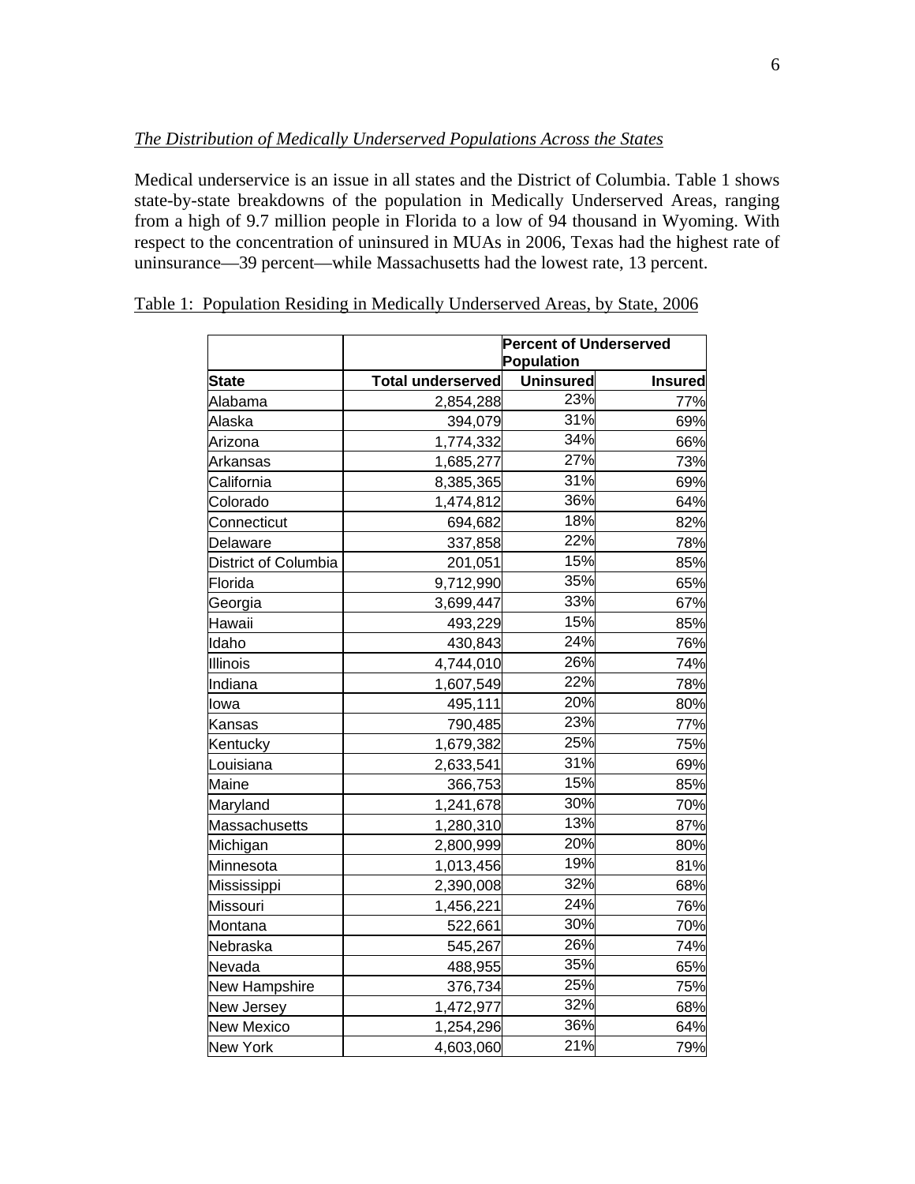*The Distribution of Medically Underserved Populations Across the States*

Medical underservice is an issue in all states and the District of Columbia. Table 1 shows state-by-state breakdowns of the population in Medically Underserved Areas, ranging from a high of 9.7 million people in Florida to a low of 94 thousand in Wyoming. With respect to the concentration of uninsured in MUAs in 2006, Texas had the highest rate of uninsurance—39 percent—while Massachusetts had the lowest rate, 13 percent.

Table 1: Population Residing in Medically Underserved Areas, by State, 2006

| | | **Percent of Underserved Population** | |
|---|---|---|---|
| **State** | **Total underserved** | **Uninsured** | **Insured** |
| Alabama | 2,854,288 | 23% | 77% |
| Alaska | 394,079 | 31% | 69% |
| Arizona | 1,774,332 | 34% | 66% |
| Arkansas | 1,685,277 | 27% | 73% |
| California | 8,385,365 | 31% | 69% |
| Colorado | 1,474,812 | 36% | 64% |
| Connecticut | 694,682 | 18% | 82% |
| Delaware | 337,858 | 22% | 78% |
| District of Columbia | 201,051 | 15% | 85% |
| Florida | 9,712,990 | 35% | 65% |
| Georgia | 3,699,447 | 33% | 67% |
| Hawaii | 493,229 | 15% | 85% |
| Idaho | 430,843 | 24% | 76% |
| Illinois | 4,744,010 | 26% | 74% |
| Indiana | 1,607,549 | 22% | 78% |
| Iowa | 495,111 | 20% | 80% |
| Kansas | 790,485 | 23% | 77% |
| Kentucky | 1,679,382 | 25% | 75% |
| Louisiana | 2,633,541 | 31% | 69% |
| Maine | 366,753 | 15% | 85% |
| Maryland | 1,241,678 | 30% | 70% |
| Massachusetts | 1,280,310 | 13% | 87% |
| Michigan | 2,800,999 | 20% | 80% |
| Minnesota | 1,013,456 | 19% | 81% |
| Mississippi | 2,390,008 | 32% | 68% |
| Missouri | 1,456,221 | 24% | 76% |
| Montana | 522,661 | 30% | 70% |
| Nebraska | 545,267 | 26% | 74% |
| Nevada | 488,955 | 35% | 65% |
| New Hampshire | 376,734 | 25% | 75% |
| New Jersey | 1,472,977 | 32% | 68% |
| New Mexico | 1,254,296 | 36% | 64% |
| New York | 4,603,060 | 21% | 79% |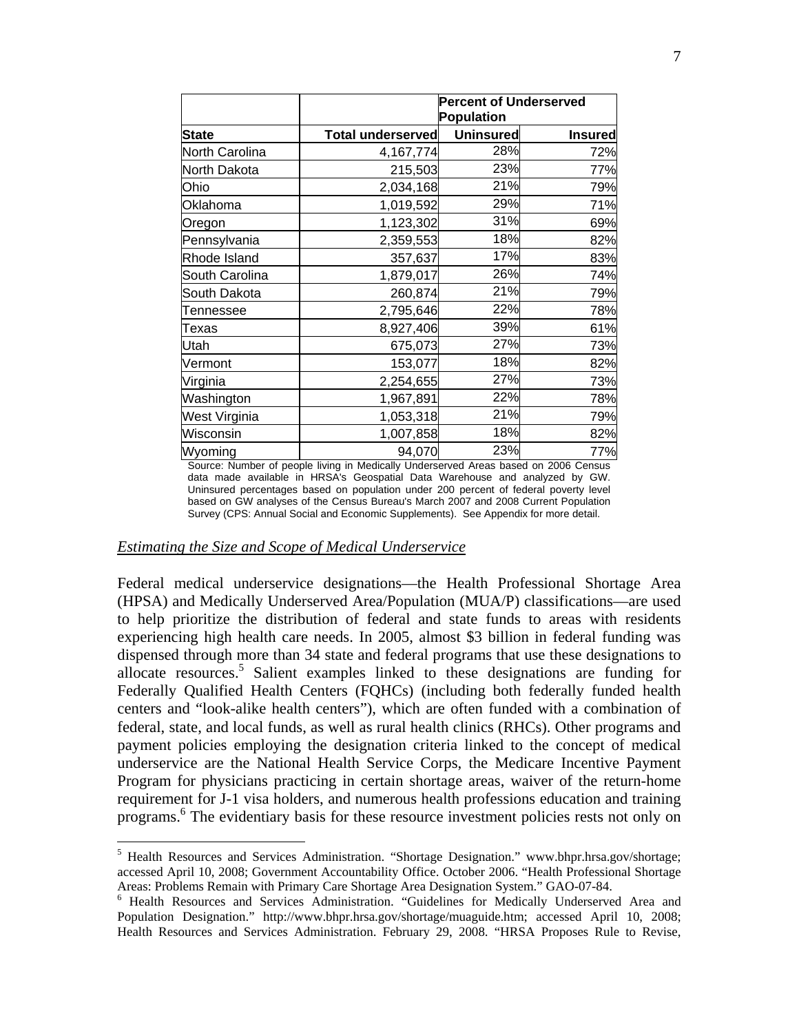| | | Percent of Underserved Population | |
|---|---|---|---|
| **State** | **Total underserved** | **Uninsured** | **Insured** |
| North Carolina | 4,167,774 | 28% | 72% |
| North Dakota | 215,503 | 23% | 77% |
| Ohio | 2,034,168 | 21% | 79% |
| Oklahoma | 1,019,592 | 29% | 71% |
| Oregon | 1,123,302 | 31% | 69% |
| Pennsylvania | 2,359,553 | 18% | 82% |
| Rhode Island | 357,637 | 17% | 83% |
| South Carolina | 1,879,017 | 26% | 74% |
| South Dakota | 260,874 | 21% | 79% |
| Tennessee | 2,795,646 | 22% | 78% |
| Texas | 8,927,406 | 39% | 61% |
| Utah | 675,073 | 27% | 73% |
| Vermont | 153,077 | 18% | 82% |
| Virginia | 2,254,655 | 27% | 73% |
| Washington | 1,967,891 | 22% | 78% |
| West Virginia | 1,053,318 | 21% | 79% |
| Wisconsin | 1,007,858 | 18% | 82% |
| Wyoming | 94,070 | 23% | 77% |

Source: Number of people living in Medically Underserved Areas based on 2006 Census data made available in HRSA's Geospatial Data Warehouse and analyzed by GW. Uninsured percentages based on population under 200 percent of federal poverty level based on GW analyses of the Census Bureau's March 2007 and 2008 Current Population Survey (CPS: Annual Social and Economic Supplements). See Appendix for more detail.

*Estimating the Size and Scope of Medical Underservice*

Federal medical underservice designations—the Health Professional Shortage Area (HPSA) and Medically Underserved Area/Population (MUA/P) classifications—are used to help prioritize the distribution of federal and state funds to areas with residents experiencing high health care needs. In 2005, almost $3 billion in federal funding was dispensed through more than 34 state and federal programs that use these designations to allocate resources.[5] Salient examples linked to these designations are funding for Federally Qualified Health Centers (FQHCs) (including both federally funded health centers and "look-alike health centers"), which are often funded with a combination of federal, state, and local funds, as well as rural health clinics (RHCs). Other programs and payment policies employing the designation criteria linked to the concept of medical underservice are the National Health Service Corps, the Medicare Incentive Payment Program for physicians practicing in certain shortage areas, waiver of the return-home requirement for J-1 visa holders, and numerous health professions education and training programs.[6] The evidentiary basis for these resource investment policies rests not only on

[5] Health Resources and Services Administration. "Shortage Designation." www.bhpr.hrsa.gov/shortage; accessed April 10, 2008; Government Accountability Office. October 2006. "Health Professional Shortage Areas: Problems Remain with Primary Care Shortage Area Designation System." GAO-07-84.

[6] Health Resources and Services Administration. "Guidelines for Medically Underserved Area and Population Designation." http://www.bhpr.hrsa.gov/shortage/muaguide.htm; accessed April 10, 2008; Health Resources and Services Administration. February 29, 2008. "HRSA Proposes Rule to Revise,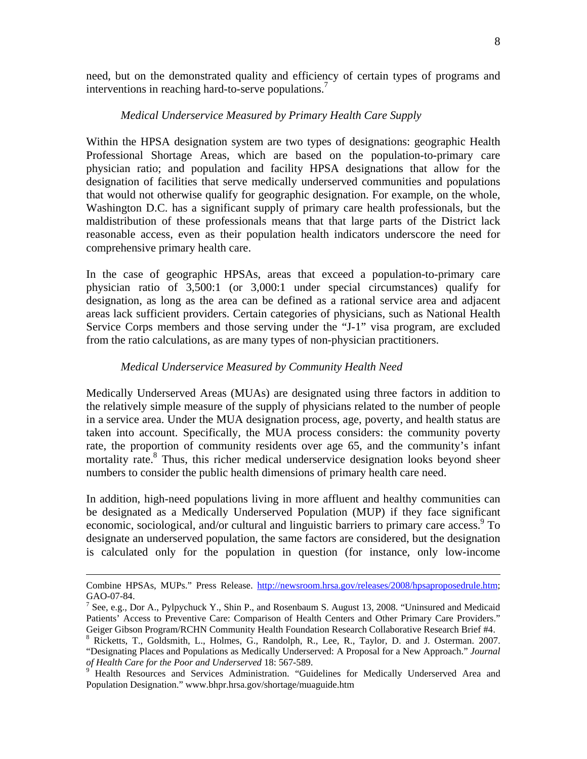need, but on the demonstrated quality and efficiency of certain types of programs and interventions in reaching hard-to-serve populations.[7]

*Medical Underservice Measured by Primary Health Care Supply*

Within the HPSA designation system are two types of designations: geographic Health Professional Shortage Areas, which are based on the population-to-primary care physician ratio; and population and facility HPSA designations that allow for the designation of facilities that serve medically underserved communities and populations that would not otherwise qualify for geographic designation. For example, on the whole, Washington D.C. has a significant supply of primary care health professionals, but the maldistribution of these professionals means that that large parts of the District lack reasonable access, even as their population health indicators underscore the need for comprehensive primary health care.

In the case of geographic HPSAs, areas that exceed a population-to-primary care physician ratio of 3,500:1 (or 3,000:1 under special circumstances) qualify for designation, as long as the area can be defined as a rational service area and adjacent areas lack sufficient providers. Certain categories of physicians, such as National Health Service Corps members and those serving under the "J-1" visa program, are excluded from the ratio calculations, as are many types of non-physician practitioners.

*Medical Underservice Measured by Community Health Need*

Medically Underserved Areas (MUAs) are designated using three factors in addition to the relatively simple measure of the supply of physicians related to the number of people in a service area. Under the MUA designation process, age, poverty, and health status are taken into account. Specifically, the MUA process considers: the community poverty rate, the proportion of community residents over age 65, and the community's infant mortality rate.[8] Thus, this richer medical underservice designation looks beyond sheer numbers to consider the public health dimensions of primary health care need.

In addition, high-need populations living in more affluent and healthy communities can be designated as a Medically Underserved Population (MUP) if they face significant economic, sociological, and/or cultural and linguistic barriers to primary care access.[9] To designate an underserved population, the same factors are considered, but the designation is calculated only for the population in question (for instance, only low-income

---

Combine HPSAs, MUPs." Press Release. http://newsroom.hrsa.gov/releases/2008/hpsaproposedrule.htm; GAO-07-84.

[7] See, e.g., Dor A., Pylpychuck Y., Shin P., and Rosenbaum S. August 13, 2008. "Uninsured and Medicaid Patients' Access to Preventive Care: Comparison of Health Centers and Other Primary Care Providers." Geiger Gibson Program/RCHN Community Health Foundation Research Collaborative Research Brief #4.

[8] Ricketts, T., Goldsmith, L., Holmes, G., Randolph, R., Lee, R., Taylor, D. and J. Osterman. 2007. "Designating Places and Populations as Medically Underserved: A Proposal for a New Approach." *Journal of Health Care for the Poor and Underserved* 18: 567-589.

[9] Health Resources and Services Administration. "Guidelines for Medically Underserved Area and Population Designation." www.bhpr.hrsa.gov/shortage/muaguide.htm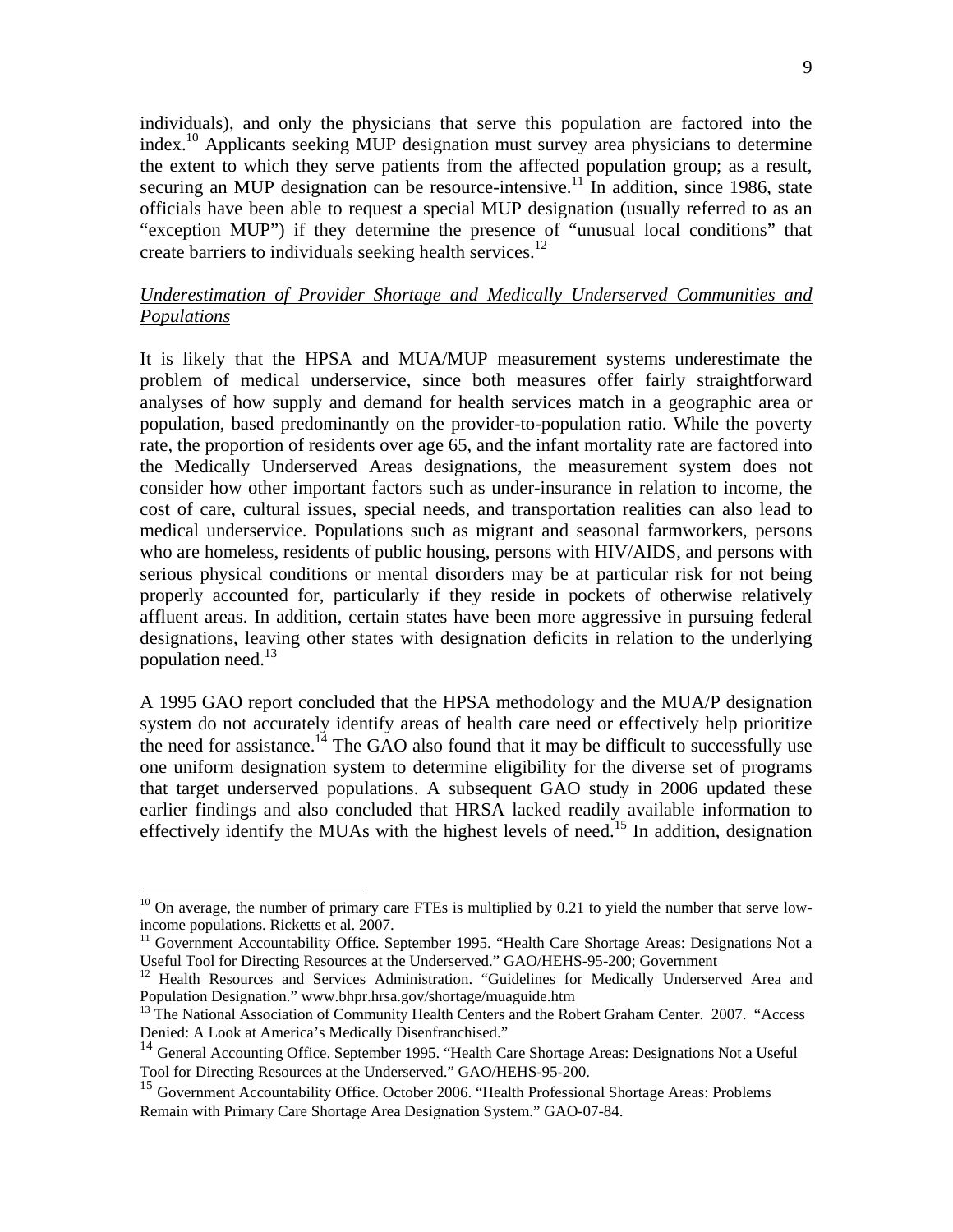individuals), and only the physicians that serve this population are factored into the index.[10] Applicants seeking MUP designation must survey area physicians to determine the extent to which they serve patients from the affected population group; as a result, securing an MUP designation can be resource-intensive.[11] In addition, since 1986, state officials have been able to request a special MUP designation (usually referred to as an "exception MUP") if they determine the presence of "unusual local conditions" that create barriers to individuals seeking health services.[12]

*Underestimation of Provider Shortage and Medically Underserved Communities and Populations*

It is likely that the HPSA and MUA/MUP measurement systems underestimate the problem of medical underservice, since both measures offer fairly straightforward analyses of how supply and demand for health services match in a geographic area or population, based predominantly on the provider-to-population ratio. While the poverty rate, the proportion of residents over age 65, and the infant mortality rate are factored into the Medically Underserved Areas designations, the measurement system does not consider how other important factors such as under-insurance in relation to income, the cost of care, cultural issues, special needs, and transportation realities can also lead to medical underservice. Populations such as migrant and seasonal farmworkers, persons who are homeless, residents of public housing, persons with HIV/AIDS, and persons with serious physical conditions or mental disorders may be at particular risk for not being properly accounted for, particularly if they reside in pockets of otherwise relatively affluent areas. In addition, certain states have been more aggressive in pursuing federal designations, leaving other states with designation deficits in relation to the underlying population need.[13]

A 1995 GAO report concluded that the HPSA methodology and the MUA/P designation system do not accurately identify areas of health care need or effectively help prioritize the need for assistance.[14] The GAO also found that it may be difficult to successfully use one uniform designation system to determine eligibility for the diverse set of programs that target underserved populations. A subsequent GAO study in 2006 updated these earlier findings and also concluded that HRSA lacked readily available information to effectively identify the MUAs with the highest levels of need.[15] In addition, designation

---

[10] On average, the number of primary care FTEs is multiplied by 0.21 to yield the number that serve low-income populations. Ricketts et al. 2007.

[11] Government Accountability Office. September 1995. "Health Care Shortage Areas: Designations Not a Useful Tool for Directing Resources at the Underserved." GAO/HEHS-95-200; Government

[12] Health Resources and Services Administration. "Guidelines for Medically Underserved Area and Population Designation." www.bhpr.hrsa.gov/shortage/muaguide.htm

[13] The National Association of Community Health Centers and the Robert Graham Center. 2007. "Access Denied: A Look at America's Medically Disenfranchised."

[14] General Accounting Office. September 1995. "Health Care Shortage Areas: Designations Not a Useful Tool for Directing Resources at the Underserved." GAO/HEHS-95-200.

[15] Government Accountability Office. October 2006. "Health Professional Shortage Areas: Problems Remain with Primary Care Shortage Area Designation System." GAO-07-84.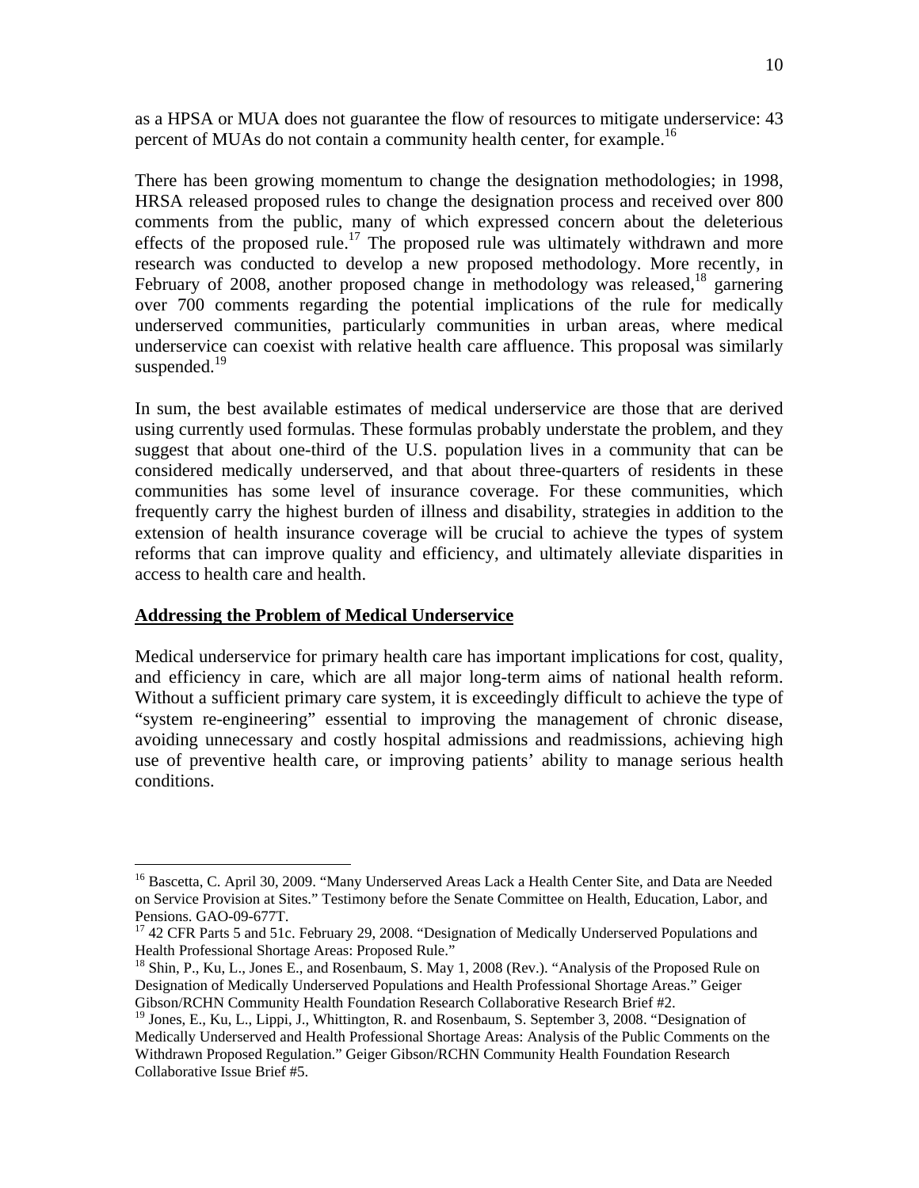as a HPSA or MUA does not guarantee the flow of resources to mitigate underservice: 43 percent of MUAs do not contain a community health center, for example.[16]

There has been growing momentum to change the designation methodologies; in 1998, HRSA released proposed rules to change the designation process and received over 800 comments from the public, many of which expressed concern about the deleterious effects of the proposed rule.[17] The proposed rule was ultimately withdrawn and more research was conducted to develop a new proposed methodology. More recently, in February of 2008, another proposed change in methodology was released,[18] garnering over 700 comments regarding the potential implications of the rule for medically underserved communities, particularly communities in urban areas, where medical underservice can coexist with relative health care affluence. This proposal was similarly suspended.[19]

In sum, the best available estimates of medical underservice are those that are derived using currently used formulas. These formulas probably understate the problem, and they suggest that about one-third of the U.S. population lives in a community that can be considered medically underserved, and that about three-quarters of residents in these communities has some level of insurance coverage. For these communities, which frequently carry the highest burden of illness and disability, strategies in addition to the extension of health insurance coverage will be crucial to achieve the types of system reforms that can improve quality and efficiency, and ultimately alleviate disparities in access to health care and health.

**Addressing the Problem of Medical Underservice**

Medical underservice for primary health care has important implications for cost, quality, and efficiency in care, which are all major long-term aims of national health reform. Without a sufficient primary care system, it is exceedingly difficult to achieve the type of "system re-engineering" essential to improving the management of chronic disease, avoiding unnecessary and costly hospital admissions and readmissions, achieving high use of preventive health care, or improving patients' ability to manage serious health conditions.

---

[16] Bascetta, C. April 30, 2009. "Many Underserved Areas Lack a Health Center Site, and Data are Needed on Service Provision at Sites." Testimony before the Senate Committee on Health, Education, Labor, and Pensions. GAO-09-677T.

[17] 42 CFR Parts 5 and 51c. February 29, 2008. "Designation of Medically Underserved Populations and Health Professional Shortage Areas: Proposed Rule."

[18] Shin, P., Ku, L., Jones E., and Rosenbaum, S. May 1, 2008 (Rev.). "Analysis of the Proposed Rule on Designation of Medically Underserved Populations and Health Professional Shortage Areas." Geiger Gibson/RCHN Community Health Foundation Research Collaborative Research Brief #2.

[19] Jones, E., Ku, L., Lippi, J., Whittington, R. and Rosenbaum, S. September 3, 2008. "Designation of Medically Underserved and Health Professional Shortage Areas: Analysis of the Public Comments on the Withdrawn Proposed Regulation." Geiger Gibson/RCHN Community Health Foundation Research Collaborative Issue Brief #5.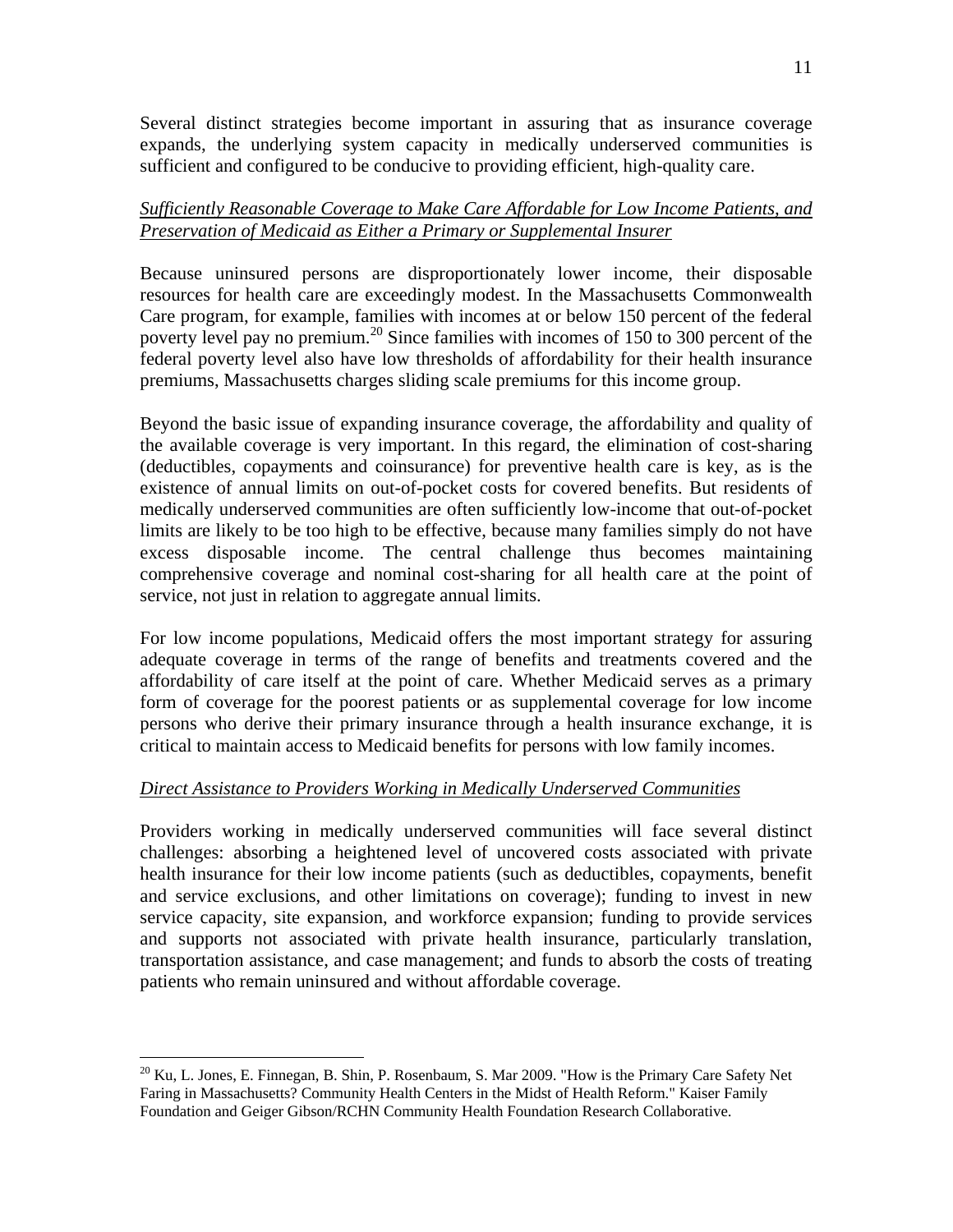Several distinct strategies become important in assuring that as insurance coverage expands, the underlying system capacity in medically underserved communities is sufficient and configured to be conducive to providing efficient, high-quality care.

*Sufficiently Reasonable Coverage to Make Care Affordable for Low Income Patients, and Preservation of Medicaid as Either a Primary or Supplemental Insurer*

Because uninsured persons are disproportionately lower income, their disposable resources for health care are exceedingly modest. In the Massachusetts Commonwealth Care program, for example, families with incomes at or below 150 percent of the federal poverty level pay no premium.[20] Since families with incomes of 150 to 300 percent of the federal poverty level also have low thresholds of affordability for their health insurance premiums, Massachusetts charges sliding scale premiums for this income group.

Beyond the basic issue of expanding insurance coverage, the affordability and quality of the available coverage is very important. In this regard, the elimination of cost-sharing (deductibles, copayments and coinsurance) for preventive health care is key, as is the existence of annual limits on out-of-pocket costs for covered benefits. But residents of medically underserved communities are often sufficiently low-income that out-of-pocket limits are likely to be too high to be effective, because many families simply do not have excess disposable income. The central challenge thus becomes maintaining comprehensive coverage and nominal cost-sharing for all health care at the point of service, not just in relation to aggregate annual limits.

For low income populations, Medicaid offers the most important strategy for assuring adequate coverage in terms of the range of benefits and treatments covered and the affordability of care itself at the point of care. Whether Medicaid serves as a primary form of coverage for the poorest patients or as supplemental coverage for low income persons who derive their primary insurance through a health insurance exchange, it is critical to maintain access to Medicaid benefits for persons with low family incomes.

*Direct Assistance to Providers Working in Medically Underserved Communities*

Providers working in medically underserved communities will face several distinct challenges: absorbing a heightened level of uncovered costs associated with private health insurance for their low income patients (such as deductibles, copayments, benefit and service exclusions, and other limitations on coverage); funding to invest in new service capacity, site expansion, and workforce expansion; funding to provide services and supports not associated with private health insurance, particularly translation, transportation assistance, and case management; and funds to absorb the costs of treating patients who remain uninsured and without affordable coverage.

[20] Ku, L. Jones, E. Finnegan, B. Shin, P. Rosenbaum, S. Mar 2009. "How is the Primary Care Safety Net Faring in Massachusetts? Community Health Centers in the Midst of Health Reform." Kaiser Family Foundation and Geiger Gibson/RCHN Community Health Foundation Research Collaborative.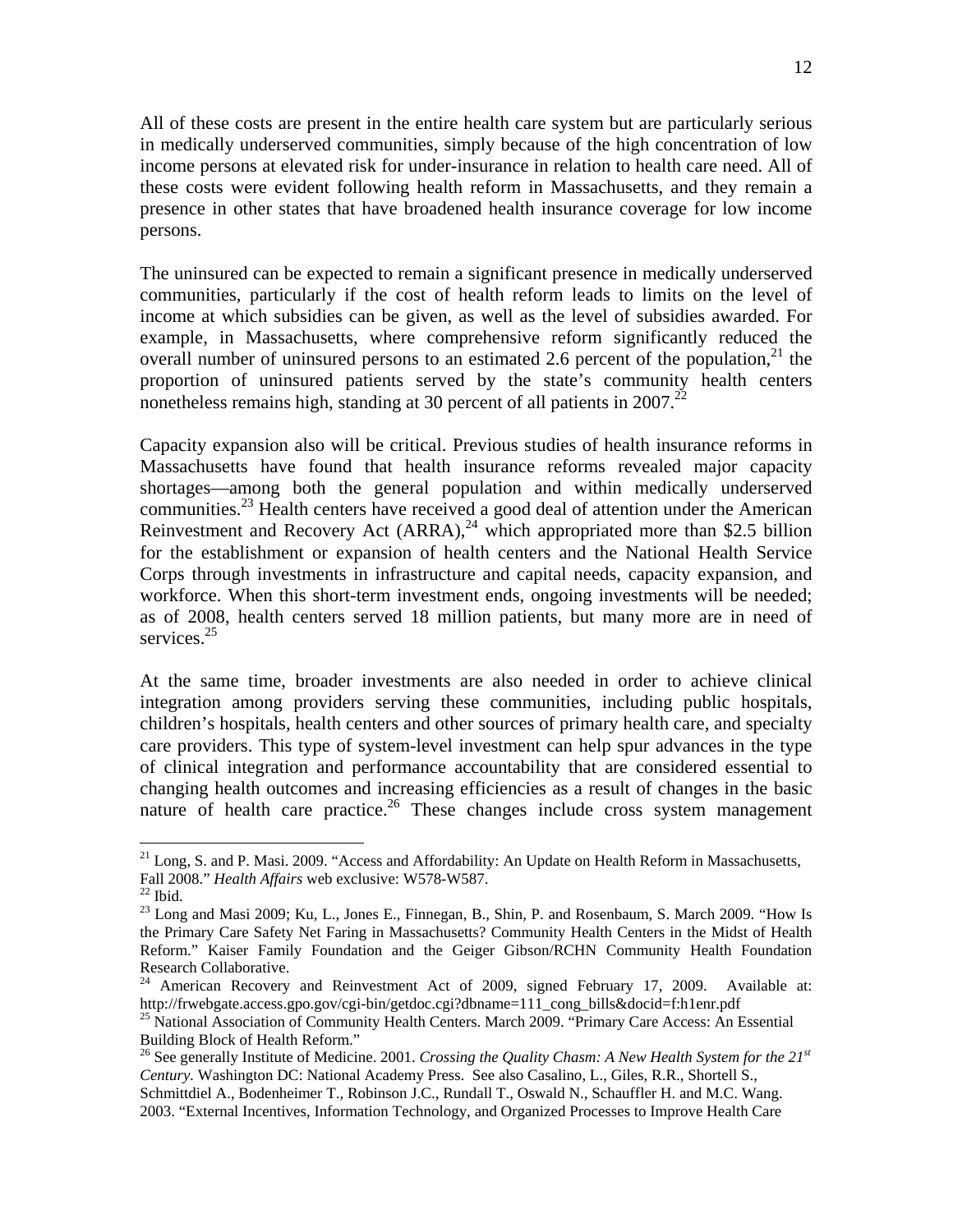All of these costs are present in the entire health care system but are particularly serious in medically underserved communities, simply because of the high concentration of low income persons at elevated risk for under-insurance in relation to health care need. All of these costs were evident following health reform in Massachusetts, and they remain a presence in other states that have broadened health insurance coverage for low income persons.

The uninsured can be expected to remain a significant presence in medically underserved communities, particularly if the cost of health reform leads to limits on the level of income at which subsidies can be given, as well as the level of subsidies awarded. For example, in Massachusetts, where comprehensive reform significantly reduced the overall number of uninsured persons to an estimated 2.6 percent of the population,[21] the proportion of uninsured patients served by the state's community health centers nonetheless remains high, standing at 30 percent of all patients in 2007.[22]

Capacity expansion also will be critical. Previous studies of health insurance reforms in Massachusetts have found that health insurance reforms revealed major capacity shortages—among both the general population and within medically underserved communities.[23] Health centers have received a good deal of attention under the American Reinvestment and Recovery Act (ARRA),[24] which appropriated more than $2.5 billion for the establishment or expansion of health centers and the National Health Service Corps through investments in infrastructure and capital needs, capacity expansion, and workforce. When this short-term investment ends, ongoing investments will be needed; as of 2008, health centers served 18 million patients, but many more are in need of services.[25]

At the same time, broader investments are also needed in order to achieve clinical integration among providers serving these communities, including public hospitals, children's hospitals, health centers and other sources of primary health care, and specialty care providers. This type of system-level investment can help spur advances in the type of clinical integration and performance accountability that are considered essential to changing health outcomes and increasing efficiencies as a result of changes in the basic nature of health care practice.[26] These changes include cross system management

---

[21] Long, S. and P. Masi. 2009. "Access and Affordability: An Update on Health Reform in Massachusetts, Fall 2008." *Health Affairs* web exclusive: W578-W587.

[22] Ibid.

[23] Long and Masi 2009; Ku, L., Jones E., Finnegan, B., Shin, P. and Rosenbaum, S. March 2009. "How Is the Primary Care Safety Net Faring in Massachusetts? Community Health Centers in the Midst of Health Reform." Kaiser Family Foundation and the Geiger Gibson/RCHN Community Health Foundation Research Collaborative.

[24] American Recovery and Reinvestment Act of 2009, signed February 17, 2009. Available at: http://frwebgate.access.gpo.gov/cgi-bin/getdoc.cgi?dbname=111_cong_bills&docid=f:h1enr.pdf

[25] National Association of Community Health Centers. March 2009. "Primary Care Access: An Essential Building Block of Health Reform."

[26] See generally Institute of Medicine. 2001. *Crossing the Quality Chasm: A New Health System for the 21st Century*. Washington DC: National Academy Press. See also Casalino, L., Giles, R.R., Shortell S., Schmittdiel A., Bodenheimer T., Robinson J.C., Rundall T., Oswald N., Schauffler H. and M.C. Wang. 2003. "External Incentives, Information Technology, and Organized Processes to Improve Health Care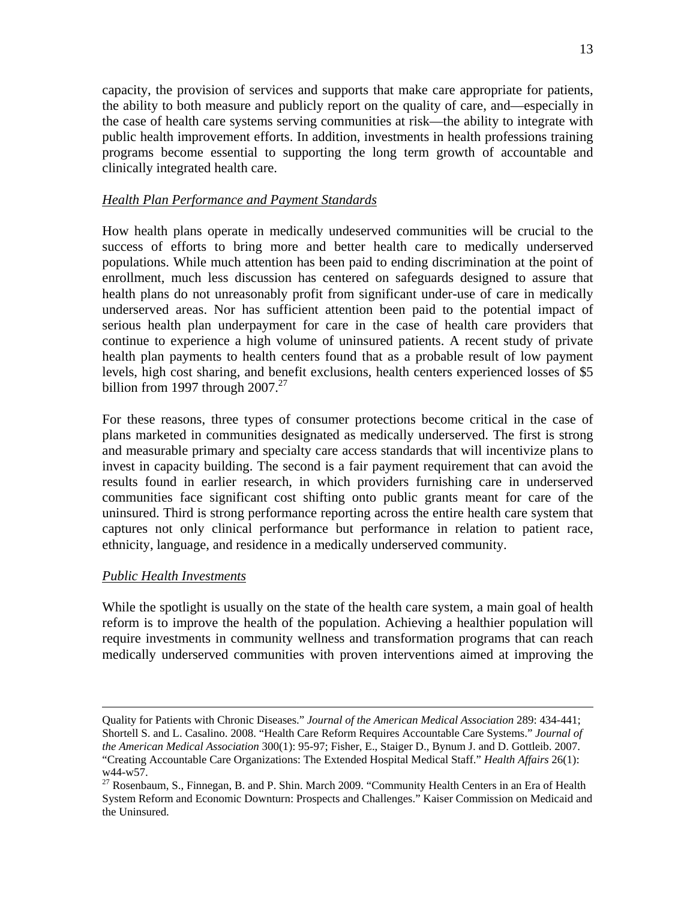capacity, the provision of services and supports that make care appropriate for patients, the ability to both measure and publicly report on the quality of care, and—especially in the case of health care systems serving communities at risk—the ability to integrate with public health improvement efforts. In addition, investments in health professions training programs become essential to supporting the long term growth of accountable and clinically integrated health care.

*Health Plan Performance and Payment Standards*

How health plans operate in medically undeserved communities will be crucial to the success of efforts to bring more and better health care to medically underserved populations. While much attention has been paid to ending discrimination at the point of enrollment, much less discussion has centered on safeguards designed to assure that health plans do not unreasonably profit from significant under-use of care in medically underserved areas. Nor has sufficient attention been paid to the potential impact of serious health plan underpayment for care in the case of health care providers that continue to experience a high volume of uninsured patients. A recent study of private health plan payments to health centers found that as a probable result of low payment levels, high cost sharing, and benefit exclusions, health centers experienced losses of $5 billion from 1997 through 2007.[27]

For these reasons, three types of consumer protections become critical in the case of plans marketed in communities designated as medically underserved. The first is strong and measurable primary and specialty care access standards that will incentivize plans to invest in capacity building. The second is a fair payment requirement that can avoid the results found in earlier research, in which providers furnishing care in underserved communities face significant cost shifting onto public grants meant for care of the uninsured. Third is strong performance reporting across the entire health care system that captures not only clinical performance but performance in relation to patient race, ethnicity, language, and residence in a medically underserved community.

*Public Health Investments*

While the spotlight is usually on the state of the health care system, a main goal of health reform is to improve the health of the population. Achieving a healthier population will require investments in community wellness and transformation programs that can reach medically underserved communities with proven interventions aimed at improving the

---

Quality for Patients with Chronic Diseases." *Journal of the American Medical Association* 289: 434-441; Shortell S. and L. Casalino. 2008. "Health Care Reform Requires Accountable Care Systems." *Journal of the American Medical Association* 300(1): 95-97; Fisher, E., Staiger D., Bynum J. and D. Gottleib. 2007. "Creating Accountable Care Organizations: The Extended Hospital Medical Staff." *Health Affairs* 26(1): w44-w57.

[27] Rosenbaum, S., Finnegan, B. and P. Shin. March 2009. "Community Health Centers in an Era of Health System Reform and Economic Downturn: Prospects and Challenges." Kaiser Commission on Medicaid and the Uninsured.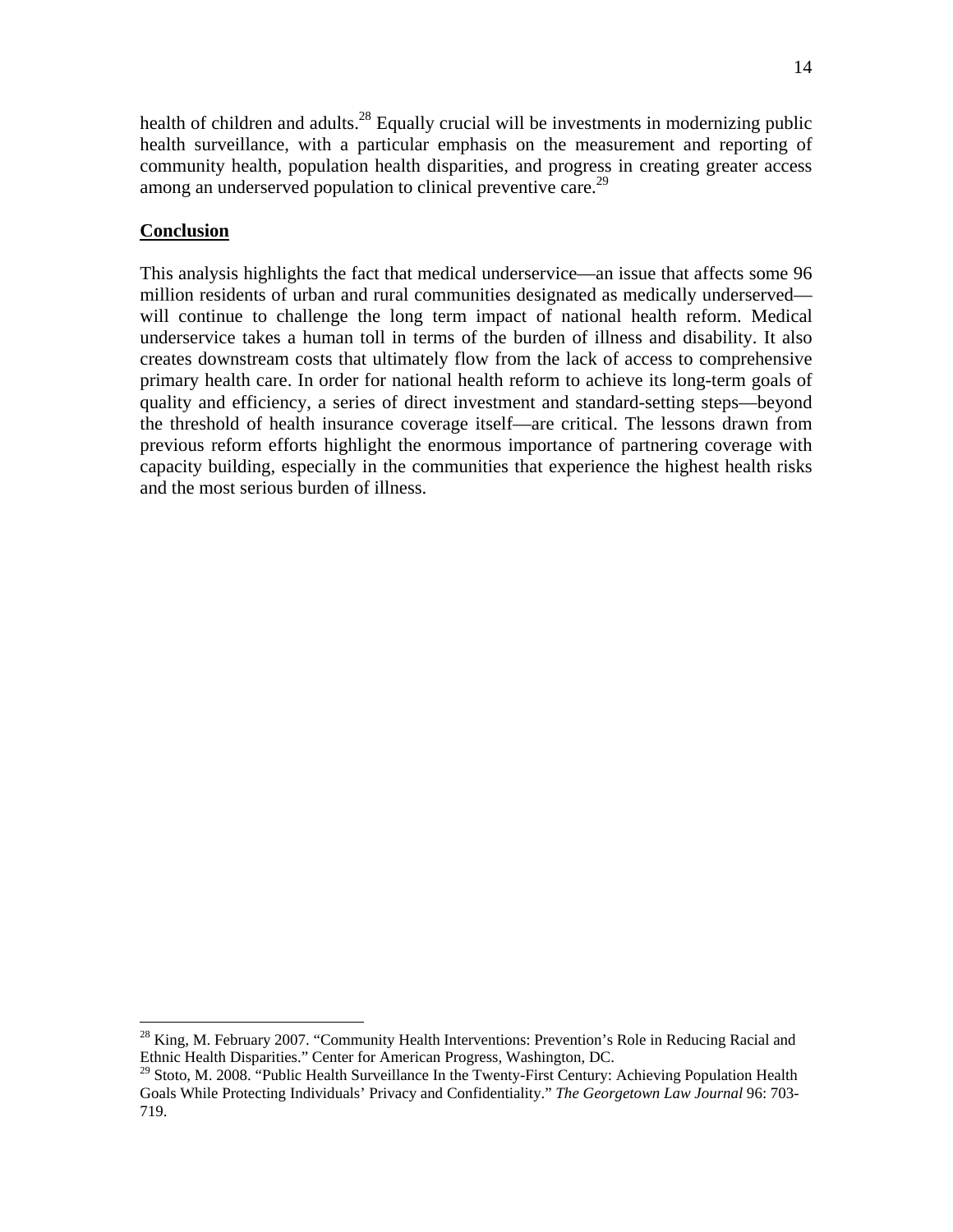health of children and adults.[28] Equally crucial will be investments in modernizing public health surveillance, with a particular emphasis on the measurement and reporting of community health, population health disparities, and progress in creating greater access among an underserved population to clinical preventive care.[29]

## Conclusion

This analysis highlights the fact that medical underservice—an issue that affects some 96 million residents of urban and rural communities designated as medically underserved—will continue to challenge the long term impact of national health reform. Medical underservice takes a human toll in terms of the burden of illness and disability. It also creates downstream costs that ultimately flow from the lack of access to comprehensive primary health care. In order for national health reform to achieve its long-term goals of quality and efficiency, a series of direct investment and standard-setting steps—beyond the threshold of health insurance coverage itself—are critical. The lessons drawn from previous reform efforts highlight the enormous importance of partnering coverage with capacity building, especially in the communities that experience the highest health risks and the most serious burden of illness.

---

[28] King, M. February 2007. "Community Health Interventions: Prevention's Role in Reducing Racial and Ethnic Health Disparities." Center for American Progress, Washington, DC.

[29] Stoto, M. 2008. "Public Health Surveillance In the Twenty-First Century: Achieving Population Health Goals While Protecting Individuals' Privacy and Confidentiality." *The Georgetown Law Journal* 96: 703-719.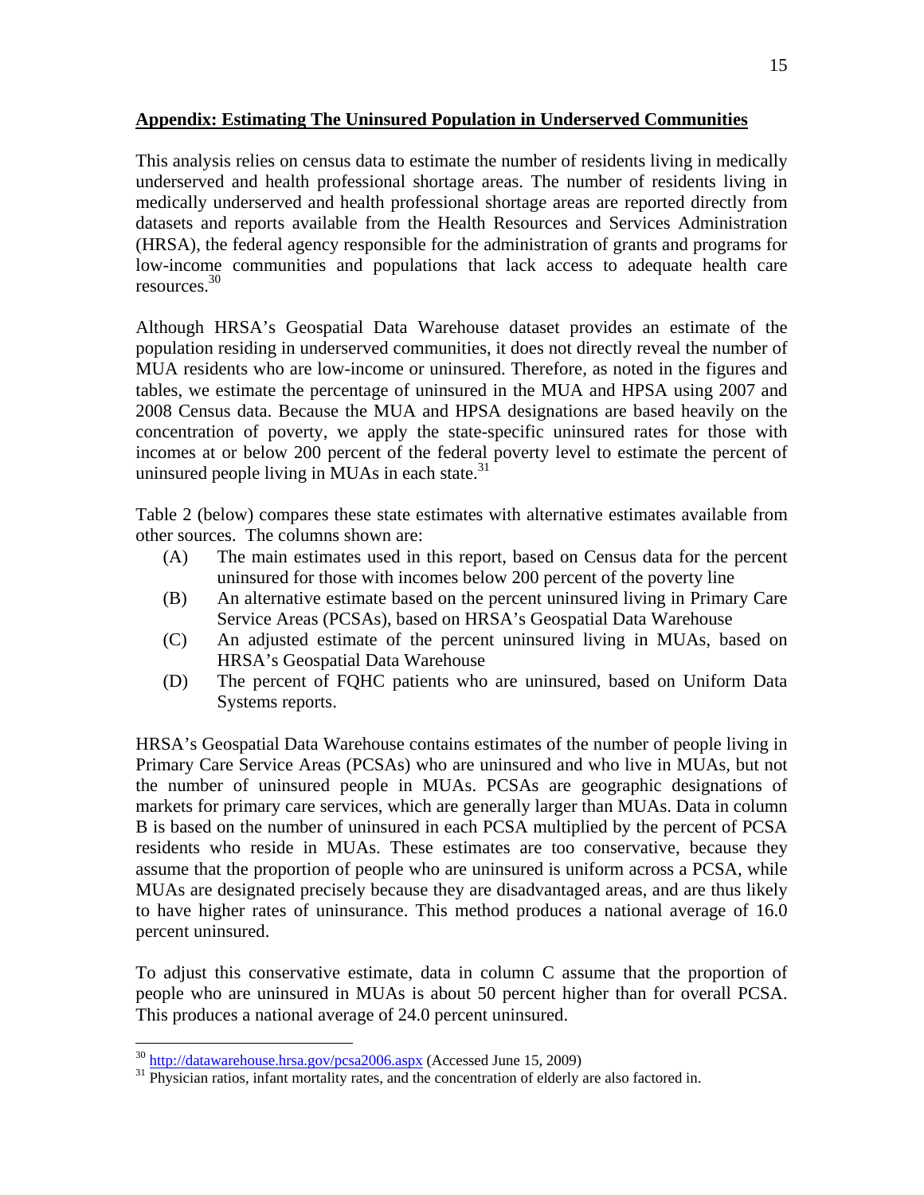## **Appendix: Estimating The Uninsured Population in Underserved Communities**

This analysis relies on census data to estimate the number of residents living in medically underserved and health professional shortage areas. The number of residents living in medically underserved and health professional shortage areas are reported directly from datasets and reports available from the Health Resources and Services Administration (HRSA), the federal agency responsible for the administration of grants and programs for low-income communities and populations that lack access to adequate health care resources.[30]

Although HRSA's Geospatial Data Warehouse dataset provides an estimate of the population residing in underserved communities, it does not directly reveal the number of MUA residents who are low-income or uninsured. Therefore, as noted in the figures and tables, we estimate the percentage of uninsured in the MUA and HPSA using 2007 and 2008 Census data. Because the MUA and HPSA designations are based heavily on the concentration of poverty, we apply the state-specific uninsured rates for those with incomes at or below 200 percent of the federal poverty level to estimate the percent of uninsured people living in MUAs in each state.[31]

Table 2 (below) compares these state estimates with alternative estimates available from other sources. The columns shown are:

- (A) The main estimates used in this report, based on Census data for the percent uninsured for those with incomes below 200 percent of the poverty line
- (B) An alternative estimate based on the percent uninsured living in Primary Care Service Areas (PCSAs), based on HRSA's Geospatial Data Warehouse
- (C) An adjusted estimate of the percent uninsured living in MUAs, based on HRSA's Geospatial Data Warehouse
- (D) The percent of FQHC patients who are uninsured, based on Uniform Data Systems reports.

HRSA's Geospatial Data Warehouse contains estimates of the number of people living in Primary Care Service Areas (PCSAs) who are uninsured and who live in MUAs, but not the number of uninsured people in MUAs. PCSAs are geographic designations of markets for primary care services, which are generally larger than MUAs. Data in column B is based on the number of uninsured in each PCSA multiplied by the percent of PCSA residents who reside in MUAs. These estimates are too conservative, because they assume that the proportion of people who are uninsured is uniform across a PCSA, while MUAs are designated precisely because they are disadvantaged areas, and are thus likely to have higher rates of uninsurance. This method produces a national average of 16.0 percent uninsured.

To adjust this conservative estimate, data in column C assume that the proportion of people who are uninsured in MUAs is about 50 percent higher than for overall PCSA. This produces a national average of 24.0 percent uninsured.

---

[30] http://datawarehouse.hrsa.gov/pcsa2006.aspx (Accessed June 15, 2009)

[31] Physician ratios, infant mortality rates, and the concentration of elderly are also factored in.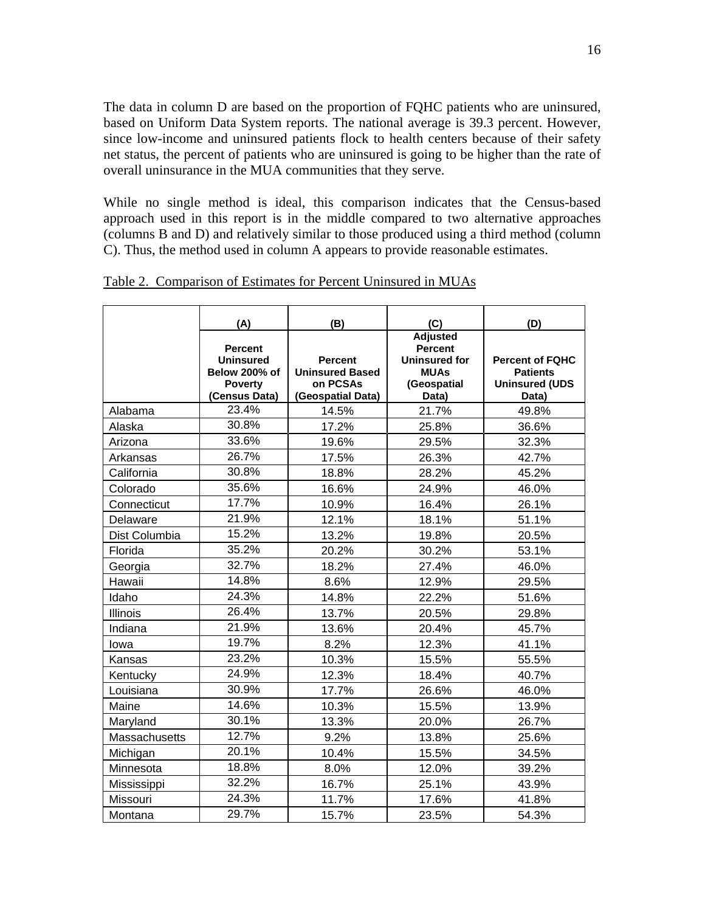The data in column D are based on the proportion of FQHC patients who are uninsured, based on Uniform Data System reports. The national average is 39.3 percent. However, since low-income and uninsured patients flock to health centers because of their safety net status, the percent of patients who are uninsured is going to be higher than the rate of overall uninsurance in the MUA communities that they serve.

While no single method is ideal, this comparison indicates that the Census-based approach used in this report is in the middle compared to two alternative approaches (columns B and D) and relatively similar to those produced using a third method (column C). Thus, the method used in column A appears to provide reasonable estimates.

Table 2. Comparison of Estimates for Percent Uninsured in MUAs

| | (A) | (B) | (C) | (D) |
|---|---|---|---|---|
| | **Percent Uninsured Below 200% of Poverty (Census Data)** | **Percent Uninsured Based on PCSAs (Geospatial Data)** | **Adjusted Percent Uninsured for MUAs (Geospatial Data)** | **Percent of FQHC Patients Uninsured (UDS Data)** |
| Alabama | 23.4% | 14.5% | 21.7% | 49.8% |
| Alaska | 30.8% | 17.2% | 25.8% | 36.6% |
| Arizona | 33.6% | 19.6% | 29.5% | 32.3% |
| Arkansas | 26.7% | 17.5% | 26.3% | 42.7% |
| California | 30.8% | 18.8% | 28.2% | 45.2% |
| Colorado | 35.6% | 16.6% | 24.9% | 46.0% |
| Connecticut | 17.7% | 10.9% | 16.4% | 26.1% |
| Delaware | 21.9% | 12.1% | 18.1% | 51.1% |
| Dist Columbia | 15.2% | 13.2% | 19.8% | 20.5% |
| Florida | 35.2% | 20.2% | 30.2% | 53.1% |
| Georgia | 32.7% | 18.2% | 27.4% | 46.0% |
| Hawaii | 14.8% | 8.6% | 12.9% | 29.5% |
| Idaho | 24.3% | 14.8% | 22.2% | 51.6% |
| Illinois | 26.4% | 13.7% | 20.5% | 29.8% |
| Indiana | 21.9% | 13.6% | 20.4% | 45.7% |
| Iowa | 19.7% | 8.2% | 12.3% | 41.1% |
| Kansas | 23.2% | 10.3% | 15.5% | 55.5% |
| Kentucky | 24.9% | 12.3% | 18.4% | 40.7% |
| Louisiana | 30.9% | 17.7% | 26.6% | 46.0% |
| Maine | 14.6% | 10.3% | 15.5% | 13.9% |
| Maryland | 30.1% | 13.3% | 20.0% | 26.7% |
| Massachusetts | 12.7% | 9.2% | 13.8% | 25.6% |
| Michigan | 20.1% | 10.4% | 15.5% | 34.5% |
| Minnesota | 18.8% | 8.0% | 12.0% | 39.2% |
| Mississippi | 32.2% | 16.7% | 25.1% | 43.9% |
| Missouri | 24.3% | 11.7% | 17.6% | 41.8% |
| Montana | 29.7% | 15.7% | 23.5% | 54.3% |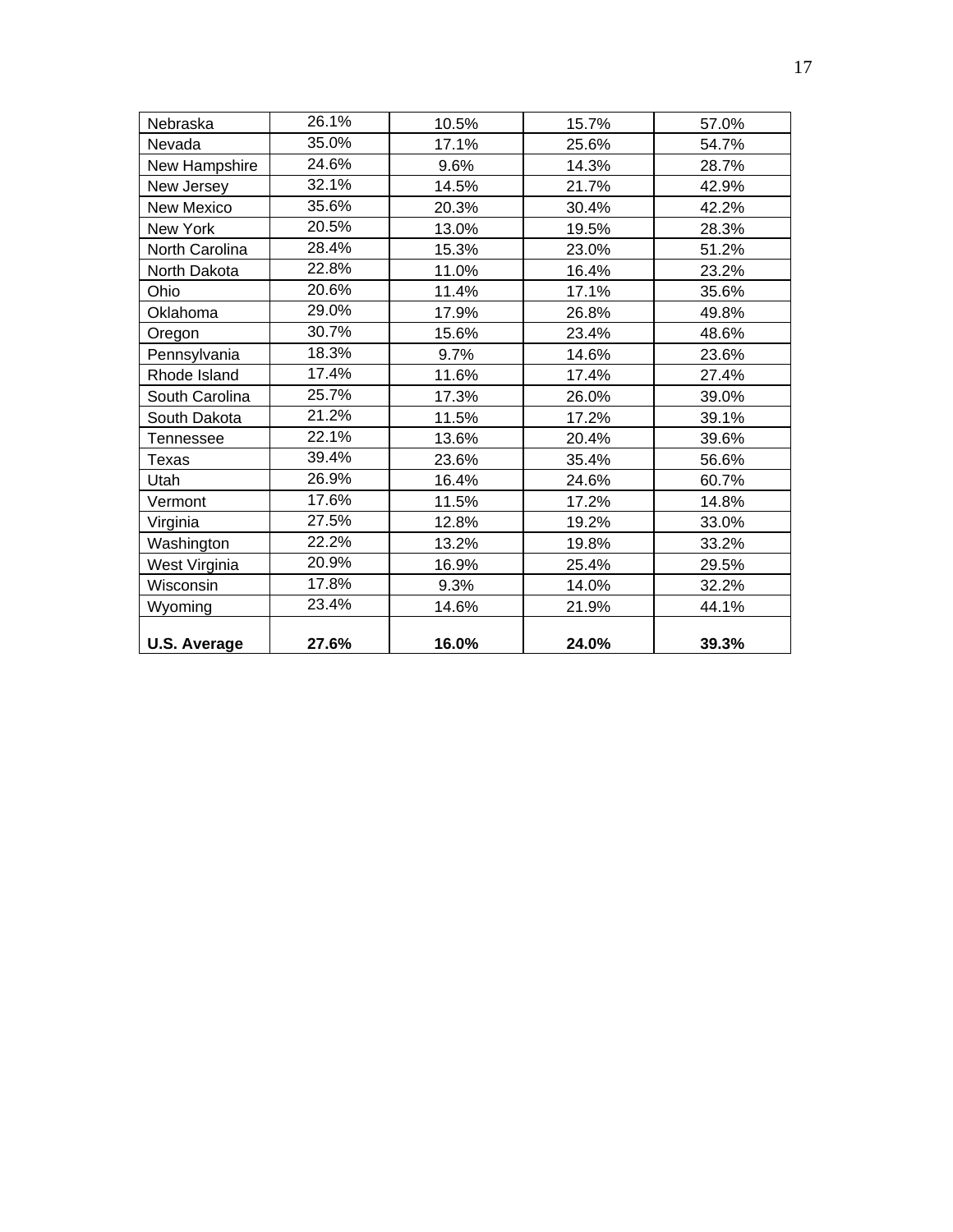| | | | | |
|---|---|---|---|---|
| Nebraska | 26.1% | 10.5% | 15.7% | 57.0% |
| Nevada | 35.0% | 17.1% | 25.6% | 54.7% |
| New Hampshire | 24.6% | 9.6% | 14.3% | 28.7% |
| New Jersey | 32.1% | 14.5% | 21.7% | 42.9% |
| New Mexico | 35.6% | 20.3% | 30.4% | 42.2% |
| New York | 20.5% | 13.0% | 19.5% | 28.3% |
| North Carolina | 28.4% | 15.3% | 23.0% | 51.2% |
| North Dakota | 22.8% | 11.0% | 16.4% | 23.2% |
| Ohio | 20.6% | 11.4% | 17.1% | 35.6% |
| Oklahoma | 29.0% | 17.9% | 26.8% | 49.8% |
| Oregon | 30.7% | 15.6% | 23.4% | 48.6% |
| Pennsylvania | 18.3% | 9.7% | 14.6% | 23.6% |
| Rhode Island | 17.4% | 11.6% | 17.4% | 27.4% |
| South Carolina | 25.7% | 17.3% | 26.0% | 39.0% |
| South Dakota | 21.2% | 11.5% | 17.2% | 39.1% |
| Tennessee | 22.1% | 13.6% | 20.4% | 39.6% |
| Texas | 39.4% | 23.6% | 35.4% | 56.6% |
| Utah | 26.9% | 16.4% | 24.6% | 60.7% |
| Vermont | 17.6% | 11.5% | 17.2% | 14.8% |
| Virginia | 27.5% | 12.8% | 19.2% | 33.0% |
| Washington | 22.2% | 13.2% | 19.8% | 33.2% |
| West Virginia | 20.9% | 16.9% | 25.4% | 29.5% |
| Wisconsin | 17.8% | 9.3% | 14.0% | 32.2% |
| Wyoming | 23.4% | 14.6% | 21.9% | 44.1% |
| **U.S. Average** | **27.6%** | **16.0%** | **24.0%** | **39.3%** |